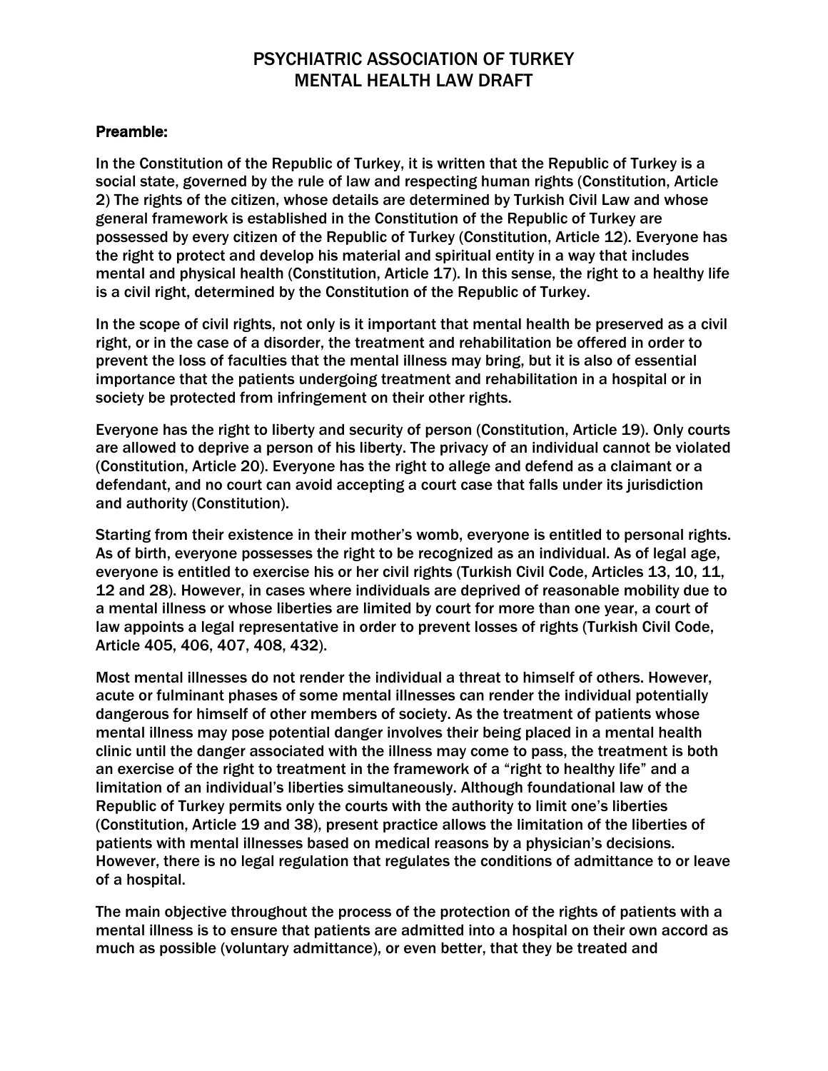# PSYCHIATRIC ASSOCIATION OF TURKEY
# MENTAL HEALTH LAW DRAFT

**Preamble:**

In the Constitution of the Republic of Turkey, it is written that the Republic of Turkey is a social state, governed by the rule of law and respecting human rights (Constitution, Article 2) The rights of the citizen, whose details are determined by Turkish Civil Law and whose general framework is established in the Constitution of the Republic of Turkey are possessed by every citizen of the Republic of Turkey (Constitution, Article 12). Everyone has the right to protect and develop his material and spiritual entity in a way that includes mental and physical health (Constitution, Article 17). In this sense, the right to a healthy life is a civil right, determined by the Constitution of the Republic of Turkey.

In the scope of civil rights, not only is it important that mental health be preserved as a civil right, or in the case of a disorder, the treatment and rehabilitation be offered in order to prevent the loss of faculties that the mental illness may bring, but it is also of essential importance that the patients undergoing treatment and rehabilitation in a hospital or in society be protected from infringement on their other rights.

Everyone has the right to liberty and security of person (Constitution, Article 19). Only courts are allowed to deprive a person of his liberty. The privacy of an individual cannot be violated (Constitution, Article 20). Everyone has the right to allege and defend as a claimant or a defendant, and no court can avoid accepting a court case that falls under its jurisdiction and authority (Constitution).

Starting from their existence in their mother's womb, everyone is entitled to personal rights. As of birth, everyone possesses the right to be recognized as an individual. As of legal age, everyone is entitled to exercise his or her civil rights (Turkish Civil Code, Articles 13, 10, 11, 12 and 28). However, in cases where individuals are deprived of reasonable mobility due to a mental illness or whose liberties are limited by court for more than one year, a court of law appoints a legal representative in order to prevent losses of rights (Turkish Civil Code, Article 405, 406, 407, 408, 432).

Most mental illnesses do not render the individual a threat to himself of others. However, acute or fulminant phases of some mental illnesses can render the individual potentially dangerous for himself of other members of society. As the treatment of patients whose mental illness may pose potential danger involves their being placed in a mental health clinic until the danger associated with the illness may come to pass, the treatment is both an exercise of the right to treatment in the framework of a "right to healthy life" and a limitation of an individual's liberties simultaneously. Although foundational law of the Republic of Turkey permits only the courts with the authority to limit one's liberties (Constitution, Article 19 and 38), present practice allows the limitation of the liberties of patients with mental illnesses based on medical reasons by a physician's decisions. However, there is no legal regulation that regulates the conditions of admittance to or leave of a hospital.

The main objective throughout the process of the protection of the rights of patients with a mental illness is to ensure that patients are admitted into a hospital on their own accord as much as possible (voluntary admittance), or even better, that they be treated and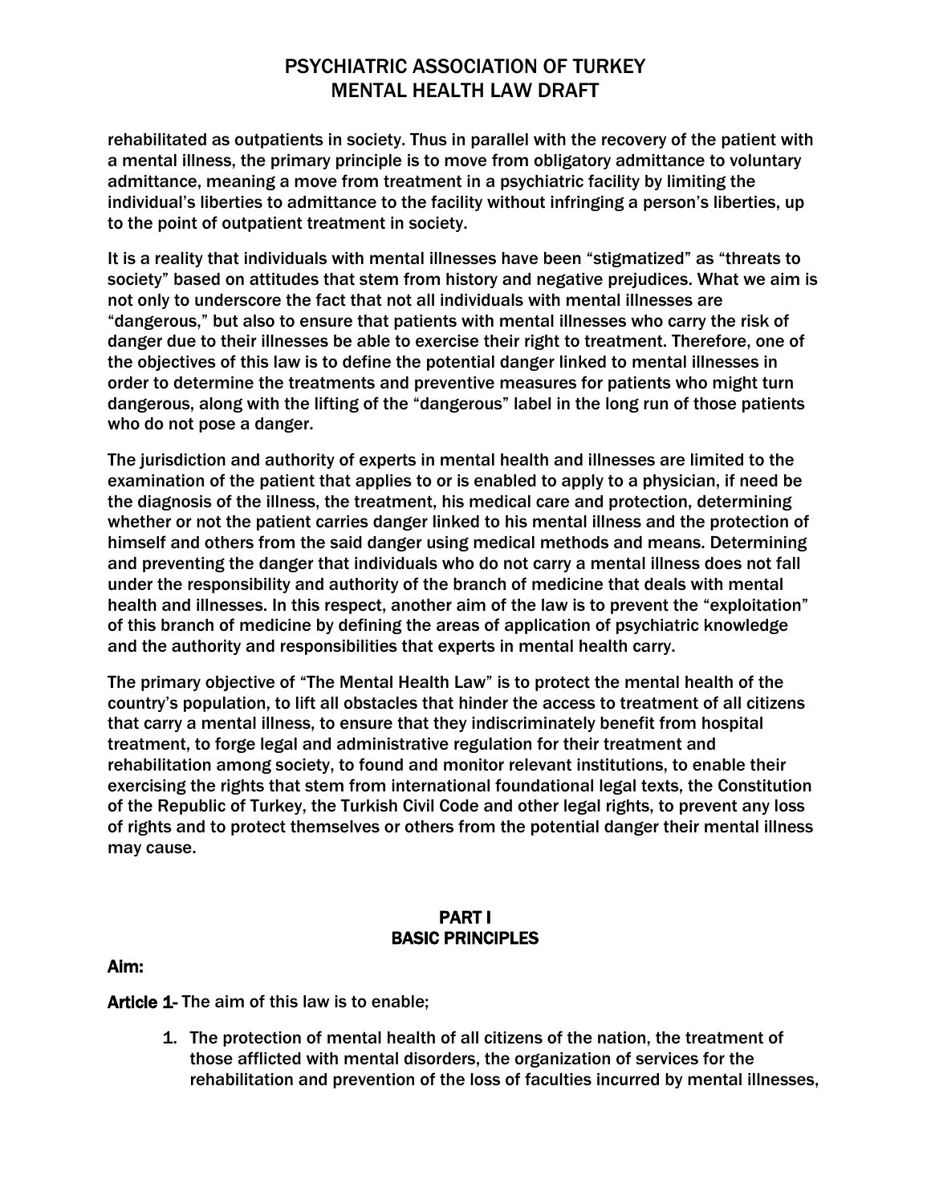rehabilitated as outpatients in society. Thus in parallel with the recovery of the patient with a mental illness, the primary principle is to move from obligatory admittance to voluntary admittance, meaning a move from treatment in a psychiatric facility by limiting the individual's liberties to admittance to the facility without infringing a person's liberties, up to the point of outpatient treatment in society.

It is a reality that individuals with mental illnesses have been "stigmatized" as "threats to society" based on attitudes that stem from history and negative prejudices. What we aim is not only to underscore the fact that not all individuals with mental illnesses are "dangerous," but also to ensure that patients with mental illnesses who carry the risk of danger due to their illnesses be able to exercise their right to treatment. Therefore, one of the objectives of this law is to define the potential danger linked to mental illnesses in order to determine the treatments and preventive measures for patients who might turn dangerous, along with the lifting of the "dangerous" label in the long run of those patients who do not pose a danger.

The jurisdiction and authority of experts in mental health and illnesses are limited to the examination of the patient that applies to or is enabled to apply to a physician, if need be the diagnosis of the illness, the treatment, his medical care and protection, determining whether or not the patient carries danger linked to his mental illness and the protection of himself and others from the said danger using medical methods and means. Determining and preventing the danger that individuals who do not carry a mental illness does not fall under the responsibility and authority of the branch of medicine that deals with mental health and illnesses. In this respect, another aim of the law is to prevent the "exploitation" of this branch of medicine by defining the areas of application of psychiatric knowledge and the authority and responsibilities that experts in mental health carry.

The primary objective of "The Mental Health Law" is to protect the mental health of the country's population, to lift all obstacles that hinder the access to treatment of all citizens that carry a mental illness, to ensure that they indiscriminately benefit from hospital treatment, to forge legal and administrative regulation for their treatment and rehabilitation among society, to found and monitor relevant institutions, to enable their exercising the rights that stem from international foundational legal texts, the Constitution of the Republic of Turkey, the Turkish Civil Code and other legal rights, to prevent any loss of rights and to protect themselves or others from the potential danger their mental illness may cause.

## PART I
## BASIC PRINCIPLES

**Aim:**

**Article 1-** The aim of this law is to enable;

1. The protection of mental health of all citizens of the nation, the treatment of those afflicted with mental disorders, the organization of services for the rehabilitation and prevention of the loss of faculties incurred by mental illnesses,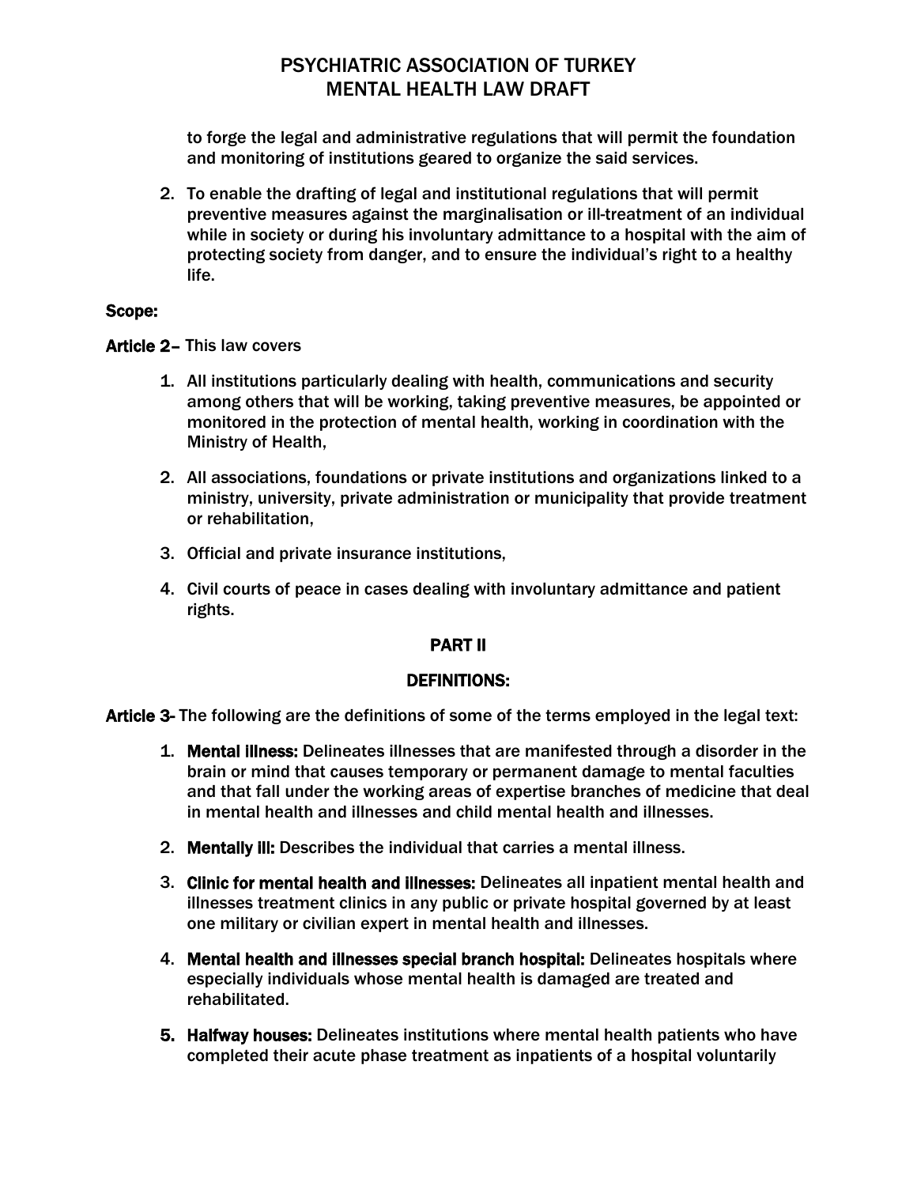to forge the legal and administrative regulations that will permit the foundation and monitoring of institutions geared to organize the said services.

2. To enable the drafting of legal and institutional regulations that will permit preventive measures against the marginalisation or ill-treatment of an individual while in society or during his involuntary admittance to a hospital with the aim of protecting society from danger, and to ensure the individual's right to a healthy life.

**Scope:**

**Article 2**– This law covers

1. All institutions particularly dealing with health, communications and security among others that will be working, taking preventive measures, be appointed or monitored in the protection of mental health, working in coordination with the Ministry of Health,
2. All associations, foundations or private institutions and organizations linked to a ministry, university, private administration or municipality that provide treatment or rehabilitation,
3. Official and private insurance institutions,
4. Civil courts of peace in cases dealing with involuntary admittance and patient rights.

## PART II

## DEFINITIONS:

**Article 3**- The following are the definitions of some of the terms employed in the legal text:

1. **Mental illness:** Delineates illnesses that are manifested through a disorder in the brain or mind that causes temporary or permanent damage to mental faculties and that fall under the working areas of expertise branches of medicine that deal in mental health and illnesses and child mental health and illnesses.
2. **Mentally ill:** Describes the individual that carries a mental illness.
3. **Clinic for mental health and illnesses:** Delineates all inpatient mental health and illnesses treatment clinics in any public or private hospital governed by at least one military or civilian expert in mental health and illnesses.
4. **Mental health and illnesses special branch hospital:** Delineates hospitals where especially individuals whose mental health is damaged are treated and rehabilitated.
5. **Halfway houses:** Delineates institutions where mental health patients who have completed their acute phase treatment as inpatients of a hospital voluntarily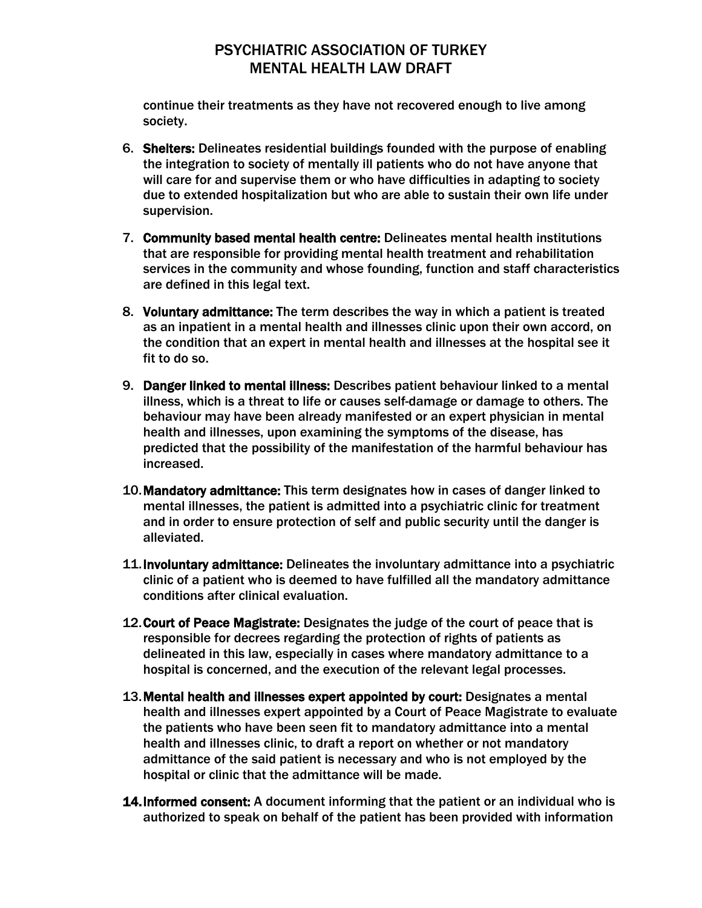continue their treatments as they have not recovered enough to live among society.

6. **Shelters:** Delineates residential buildings founded with the purpose of enabling the integration to society of mentally ill patients who do not have anyone that will care for and supervise them or who have difficulties in adapting to society due to extended hospitalization but who are able to sustain their own life under supervision.

7. **Community based mental health centre:** Delineates mental health institutions that are responsible for providing mental health treatment and rehabilitation services in the community and whose founding, function and staff characteristics are defined in this legal text.

8. **Voluntary admittance:** The term describes the way in which a patient is treated as an inpatient in a mental health and illnesses clinic upon their own accord, on the condition that an expert in mental health and illnesses at the hospital see it fit to do so.

9. **Danger linked to mental illness:** Describes patient behaviour linked to a mental illness, which is a threat to life or causes self-damage or damage to others. The behaviour may have been already manifested or an expert physician in mental health and illnesses, upon examining the symptoms of the disease, has predicted that the possibility of the manifestation of the harmful behaviour has increased.

10. **Mandatory admittance:** This term designates how in cases of danger linked to mental illnesses, the patient is admitted into a psychiatric clinic for treatment and in order to ensure protection of self and public security until the danger is alleviated.

11. **Involuntary admittance:** Delineates the involuntary admittance into a psychiatric clinic of a patient who is deemed to have fulfilled all the mandatory admittance conditions after clinical evaluation.

12. **Court of Peace Magistrate:** Designates the judge of the court of peace that is responsible for decrees regarding the protection of rights of patients as delineated in this law, especially in cases where mandatory admittance to a hospital is concerned, and the execution of the relevant legal processes.

13. **Mental health and illnesses expert appointed by court:** Designates a mental health and illnesses expert appointed by a Court of Peace Magistrate to evaluate the patients who have been seen fit to mandatory admittance into a mental health and illnesses clinic, to draft a report on whether or not mandatory admittance of the said patient is necessary and who is not employed by the hospital or clinic that the admittance will be made.

14. **Informed consent:** A document informing that the patient or an individual who is authorized to speak on behalf of the patient has been provided with information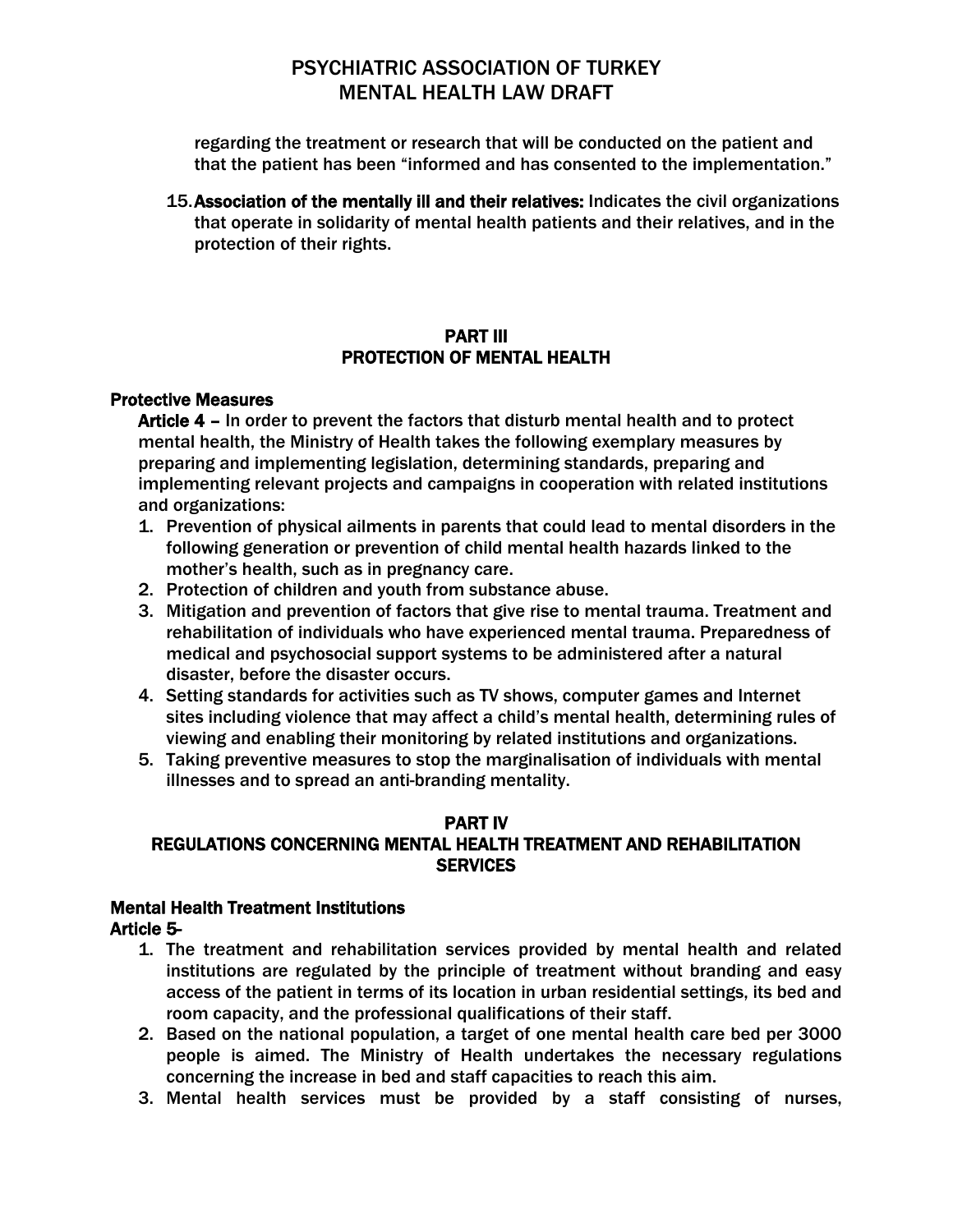regarding the treatment or research that will be conducted on the patient and that the patient has been "informed and has consented to the implementation."

15. **Association of the mentally ill and their relatives:** Indicates the civil organizations that operate in solidarity of mental health patients and their relatives, and in the protection of their rights.

## PART III
## PROTECTION OF MENTAL HEALTH

### Protective Measures

**Article 4 –** In order to prevent the factors that disturb mental health and to protect mental health, the Ministry of Health takes the following exemplary measures by preparing and implementing legislation, determining standards, preparing and implementing relevant projects and campaigns in cooperation with related institutions and organizations:

1. Prevention of physical ailments in parents that could lead to mental disorders in the following generation or prevention of child mental health hazards linked to the mother's health, such as in pregnancy care.
2. Protection of children and youth from substance abuse.
3. Mitigation and prevention of factors that give rise to mental trauma. Treatment and rehabilitation of individuals who have experienced mental trauma. Preparedness of medical and psychosocial support systems to be administered after a natural disaster, before the disaster occurs.
4. Setting standards for activities such as TV shows, computer games and Internet sites including violence that may affect a child's mental health, determining rules of viewing and enabling their monitoring by related institutions and organizations.
5. Taking preventive measures to stop the marginalisation of individuals with mental illnesses and to spread an anti-branding mentality.

## PART IV
## REGULATIONS CONCERNING MENTAL HEALTH TREATMENT AND REHABILITATION SERVICES

### Mental Health Treatment Institutions

**Article 5-**

1. The treatment and rehabilitation services provided by mental health and related institutions are regulated by the principle of treatment without branding and easy access of the patient in terms of its location in urban residential settings, its bed and room capacity, and the professional qualifications of their staff.
2. Based on the national population, a target of one mental health care bed per 3000 people is aimed. The Ministry of Health undertakes the necessary regulations concerning the increase in bed and staff capacities to reach this aim.
3. Mental health services must be provided by a staff consisting of nurses,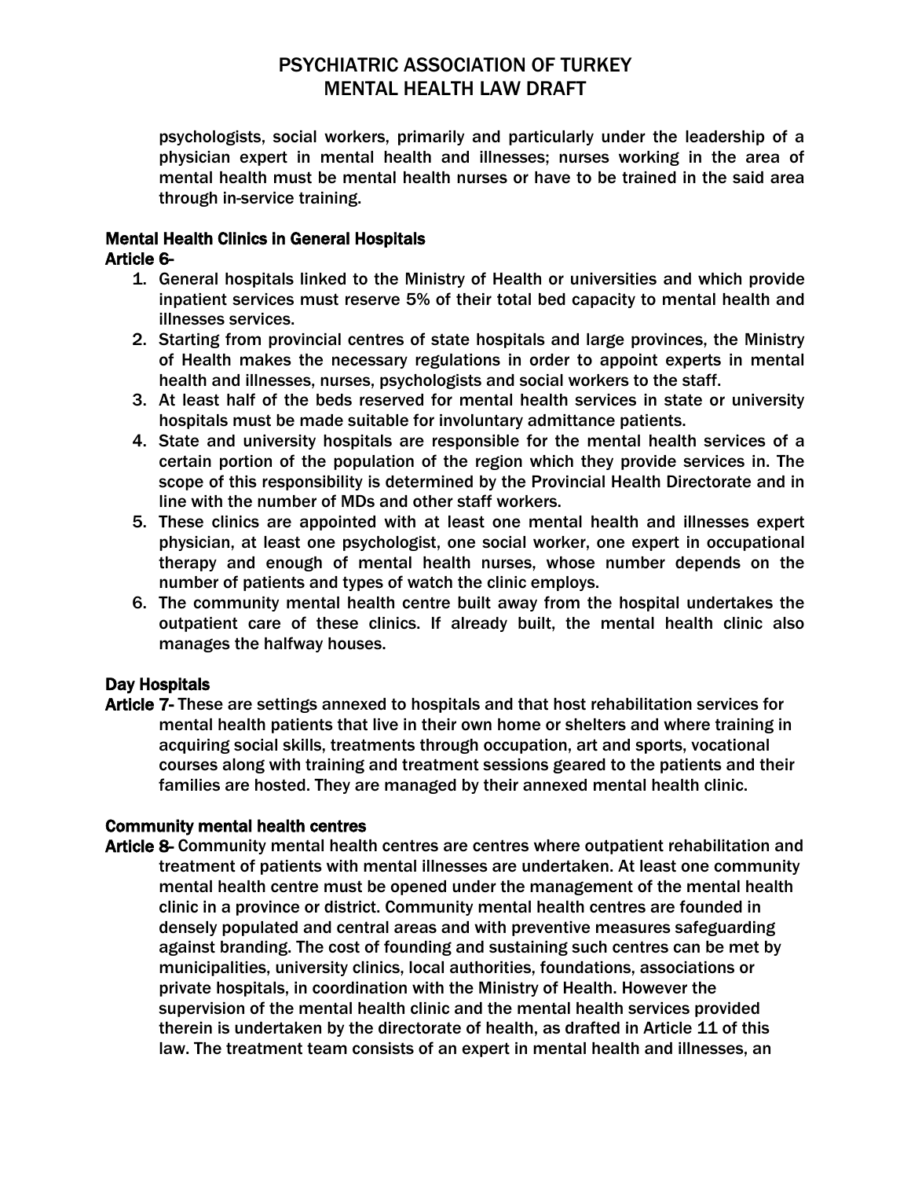psychologists, social workers, primarily and particularly under the leadership of a physician expert in mental health and illnesses; nurses working in the area of mental health must be mental health nurses or have to be trained in the said area through in-service training.

### Mental Health Clinics in General Hospitals

**Article 6-**

1. General hospitals linked to the Ministry of Health or universities and which provide inpatient services must reserve 5% of their total bed capacity to mental health and illnesses services.
2. Starting from provincial centres of state hospitals and large provinces, the Ministry of Health makes the necessary regulations in order to appoint experts in mental health and illnesses, nurses, psychologists and social workers to the staff.
3. At least half of the beds reserved for mental health services in state or university hospitals must be made suitable for involuntary admittance patients.
4. State and university hospitals are responsible for the mental health services of a certain portion of the population of the region which they provide services in. The scope of this responsibility is determined by the Provincial Health Directorate and in line with the number of MDs and other staff workers.
5. These clinics are appointed with at least one mental health and illnesses expert physician, at least one psychologist, one social worker, one expert in occupational therapy and enough of mental health nurses, whose number depends on the number of patients and types of watch the clinic employs.
6. The community mental health centre built away from the hospital undertakes the outpatient care of these clinics. If already built, the mental health clinic also manages the halfway houses.

### Day Hospitals

**Article 7-** These are settings annexed to hospitals and that host rehabilitation services for mental health patients that live in their own home or shelters and where training in acquiring social skills, treatments through occupation, art and sports, vocational courses along with training and treatment sessions geared to the patients and their families are hosted. They are managed by their annexed mental health clinic.

### Community mental health centres

**Article 8-** Community mental health centres are centres where outpatient rehabilitation and treatment of patients with mental illnesses are undertaken. At least one community mental health centre must be opened under the management of the mental health clinic in a province or district. Community mental health centres are founded in densely populated and central areas and with preventive measures safeguarding against branding. The cost of founding and sustaining such centres can be met by municipalities, university clinics, local authorities, foundations, associations or private hospitals, in coordination with the Ministry of Health. However the supervision of the mental health clinic and the mental health services provided therein is undertaken by the directorate of health, as drafted in Article 11 of this law. The treatment team consists of an expert in mental health and illnesses, an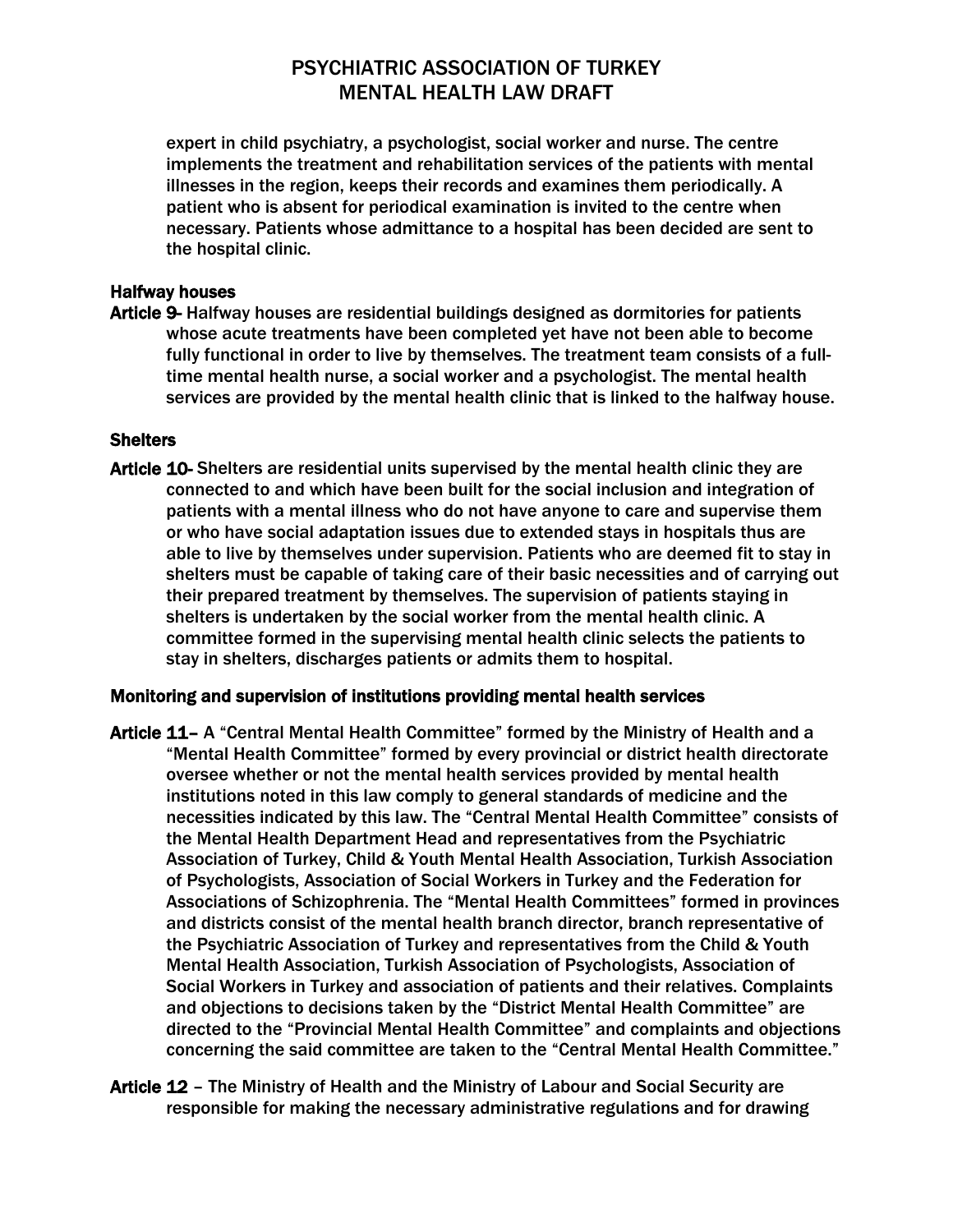expert in child psychiatry, a psychologist, social worker and nurse. The centre implements the treatment and rehabilitation services of the patients with mental illnesses in the region, keeps their records and examines them periodically. A patient who is absent for periodical examination is invited to the centre when necessary. Patients whose admittance to a hospital has been decided are sent to the hospital clinic.

### Halfway houses

**Article 9-** Halfway houses are residential buildings designed as dormitories for patients whose acute treatments have been completed yet have not been able to become fully functional in order to live by themselves. The treatment team consists of a full-time mental health nurse, a social worker and a psychologist. The mental health services are provided by the mental health clinic that is linked to the halfway house.

### Shelters

**Article 10-** Shelters are residential units supervised by the mental health clinic they are connected to and which have been built for the social inclusion and integration of patients with a mental illness who do not have anyone to care and supervise them or who have social adaptation issues due to extended stays in hospitals thus are able to live by themselves under supervision. Patients who are deemed fit to stay in shelters must be capable of taking care of their basic necessities and of carrying out their prepared treatment by themselves. The supervision of patients staying in shelters is undertaken by the social worker from the mental health clinic. A committee formed in the supervising mental health clinic selects the patients to stay in shelters, discharges patients or admits them to hospital.

### Monitoring and supervision of institutions providing mental health services

**Article 11–** A "Central Mental Health Committee" formed by the Ministry of Health and a "Mental Health Committee" formed by every provincial or district health directorate oversee whether or not the mental health services provided by mental health institutions noted in this law comply to general standards of medicine and the necessities indicated by this law. The "Central Mental Health Committee" consists of the Mental Health Department Head and representatives from the Psychiatric Association of Turkey, Child & Youth Mental Health Association, Turkish Association of Psychologists, Association of Social Workers in Turkey and the Federation for Associations of Schizophrenia. The "Mental Health Committees" formed in provinces and districts consist of the mental health branch director, branch representative of the Psychiatric Association of Turkey and representatives from the Child & Youth Mental Health Association, Turkish Association of Psychologists, Association of Social Workers in Turkey and association of patients and their relatives. Complaints and objections to decisions taken by the "District Mental Health Committee" are directed to the "Provincial Mental Health Committee" and complaints and objections concerning the said committee are taken to the "Central Mental Health Committee."

**Article 12** – The Ministry of Health and the Ministry of Labour and Social Security are responsible for making the necessary administrative regulations and for drawing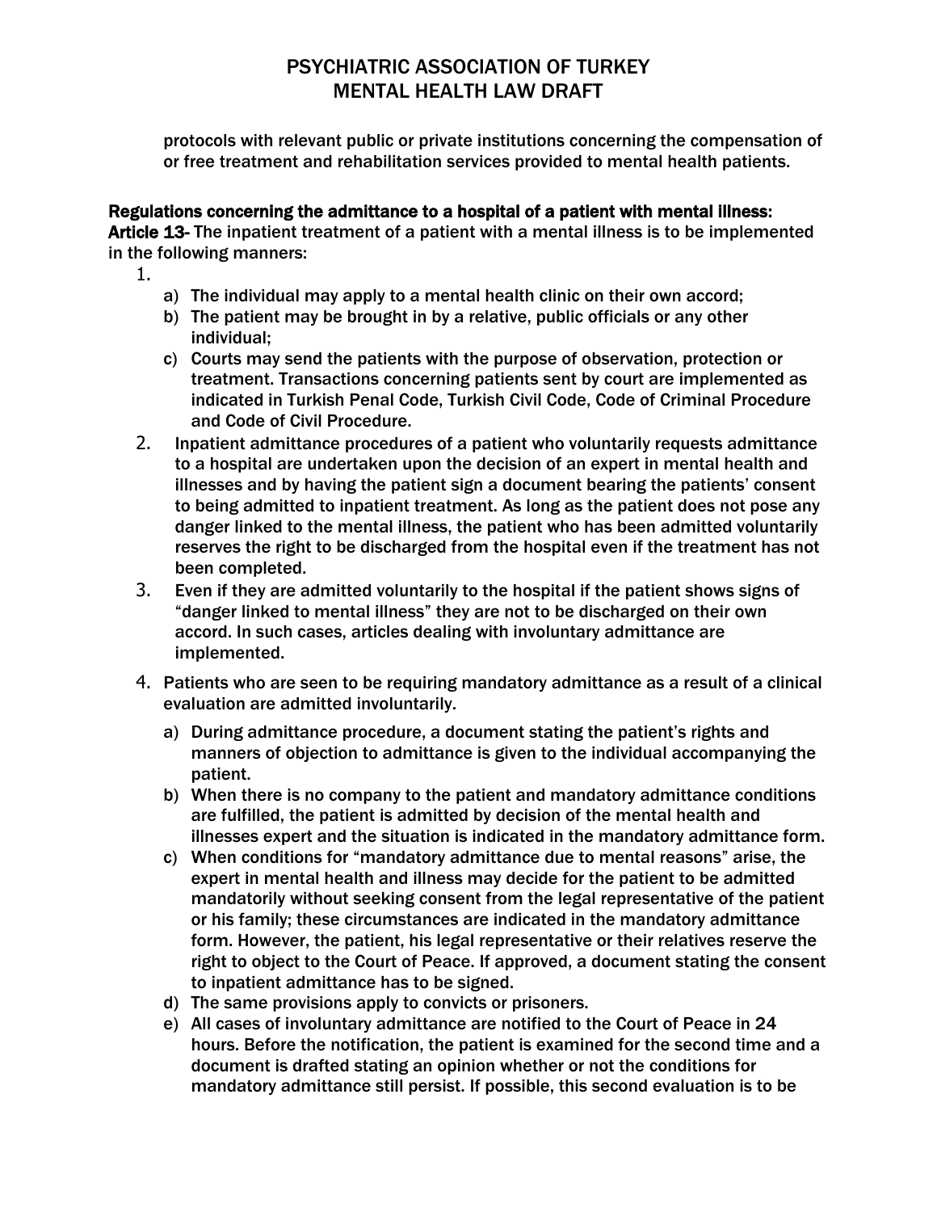protocols with relevant public or private institutions concerning the compensation of or free treatment and rehabilitation services provided to mental health patients.

**Regulations concerning the admittance to a hospital of a patient with mental illness:**
**Article 13-** The inpatient treatment of a patient with a mental illness is to be implemented in the following manners:

1. 
   a) The individual may apply to a mental health clinic on their own accord;
   b) The patient may be brought in by a relative, public officials or any other individual;
   c) Courts may send the patients with the purpose of observation, protection or treatment. Transactions concerning patients sent by court are implemented as indicated in Turkish Penal Code, Turkish Civil Code, Code of Criminal Procedure and Code of Civil Procedure.
2. Inpatient admittance procedures of a patient who voluntarily requests admittance to a hospital are undertaken upon the decision of an expert in mental health and illnesses and by having the patient sign a document bearing the patients' consent to being admitted to inpatient treatment. As long as the patient does not pose any danger linked to the mental illness, the patient who has been admitted voluntarily reserves the right to be discharged from the hospital even if the treatment has not been completed.
3. Even if they are admitted voluntarily to the hospital if the patient shows signs of "danger linked to mental illness" they are not to be discharged on their own accord. In such cases, articles dealing with involuntary admittance are implemented.
4. Patients who are seen to be requiring mandatory admittance as a result of a clinical evaluation are admitted involuntarily.
   a) During admittance procedure, a document stating the patient's rights and manners of objection to admittance is given to the individual accompanying the patient.
   b) When there is no company to the patient and mandatory admittance conditions are fulfilled, the patient is admitted by decision of the mental health and illnesses expert and the situation is indicated in the mandatory admittance form.
   c) When conditions for "mandatory admittance due to mental reasons" arise, the expert in mental health and illness may decide for the patient to be admitted mandatorily without seeking consent from the legal representative of the patient or his family; these circumstances are indicated in the mandatory admittance form. However, the patient, his legal representative or their relatives reserve the right to object to the Court of Peace. If approved, a document stating the consent to inpatient admittance has to be signed.
   d) The same provisions apply to convicts or prisoners.
   e) All cases of involuntary admittance are notified to the Court of Peace in 24 hours. Before the notification, the patient is examined for the second time and a document is drafted stating an opinion whether or not the conditions for mandatory admittance still persist. If possible, this second evaluation is to be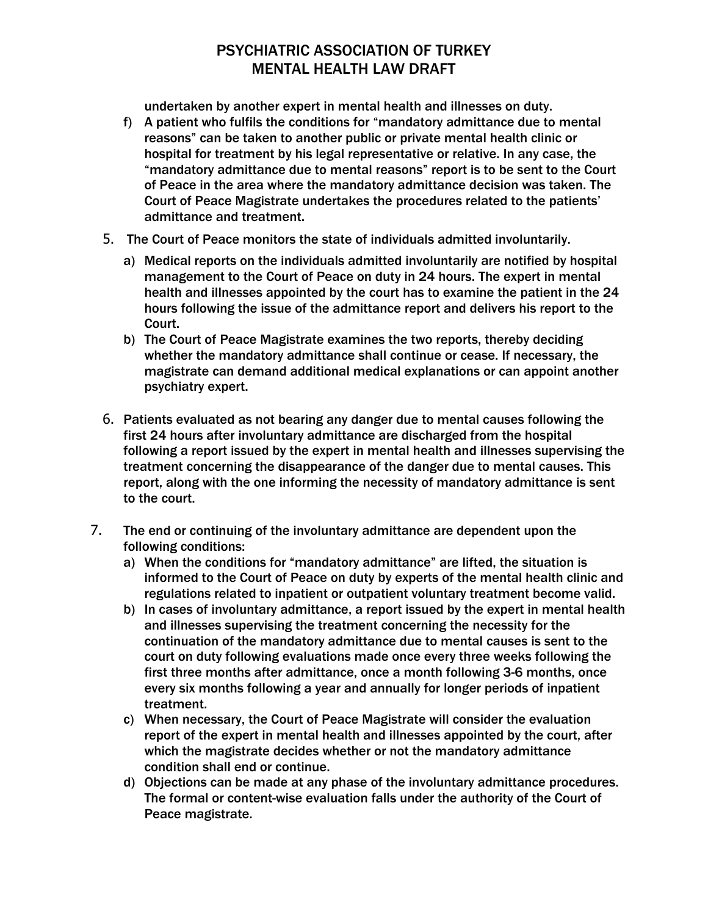undertaken by another expert in mental health and illnesses on duty.

f) A patient who fulfils the conditions for "mandatory admittance due to mental reasons" can be taken to another public or private mental health clinic or hospital for treatment by his legal representative or relative. In any case, the "mandatory admittance due to mental reasons" report is to be sent to the Court of Peace in the area where the mandatory admittance decision was taken. The Court of Peace Magistrate undertakes the procedures related to the patients' admittance and treatment.

5. The Court of Peace monitors the state of individuals admitted involuntarily.
   a) Medical reports on the individuals admitted involuntarily are notified by hospital management to the Court of Peace on duty in 24 hours. The expert in mental health and illnesses appointed by the court has to examine the patient in the 24 hours following the issue of the admittance report and delivers his report to the Court.
   b) The Court of Peace Magistrate examines the two reports, thereby deciding whether the mandatory admittance shall continue or cease. If necessary, the magistrate can demand additional medical explanations or can appoint another psychiatry expert.

6. Patients evaluated as not bearing any danger due to mental causes following the first 24 hours after involuntary admittance are discharged from the hospital following a report issued by the expert in mental health and illnesses supervising the treatment concerning the disappearance of the danger due to mental causes. This report, along with the one informing the necessity of mandatory admittance is sent to the court.

7. The end or continuing of the involuntary admittance are dependent upon the following conditions:
   a) When the conditions for "mandatory admittance" are lifted, the situation is informed to the Court of Peace on duty by experts of the mental health clinic and regulations related to inpatient or outpatient voluntary treatment become valid.
   b) In cases of involuntary admittance, a report issued by the expert in mental health and illnesses supervising the treatment concerning the necessity for the continuation of the mandatory admittance due to mental causes is sent to the court on duty following evaluations made once every three weeks following the first three months after admittance, once a month following 3-6 months, once every six months following a year and annually for longer periods of inpatient treatment.
   c) When necessary, the Court of Peace Magistrate will consider the evaluation report of the expert in mental health and illnesses appointed by the court, after which the magistrate decides whether or not the mandatory admittance condition shall end or continue.
   d) Objections can be made at any phase of the involuntary admittance procedures. The formal or content-wise evaluation falls under the authority of the Court of Peace magistrate.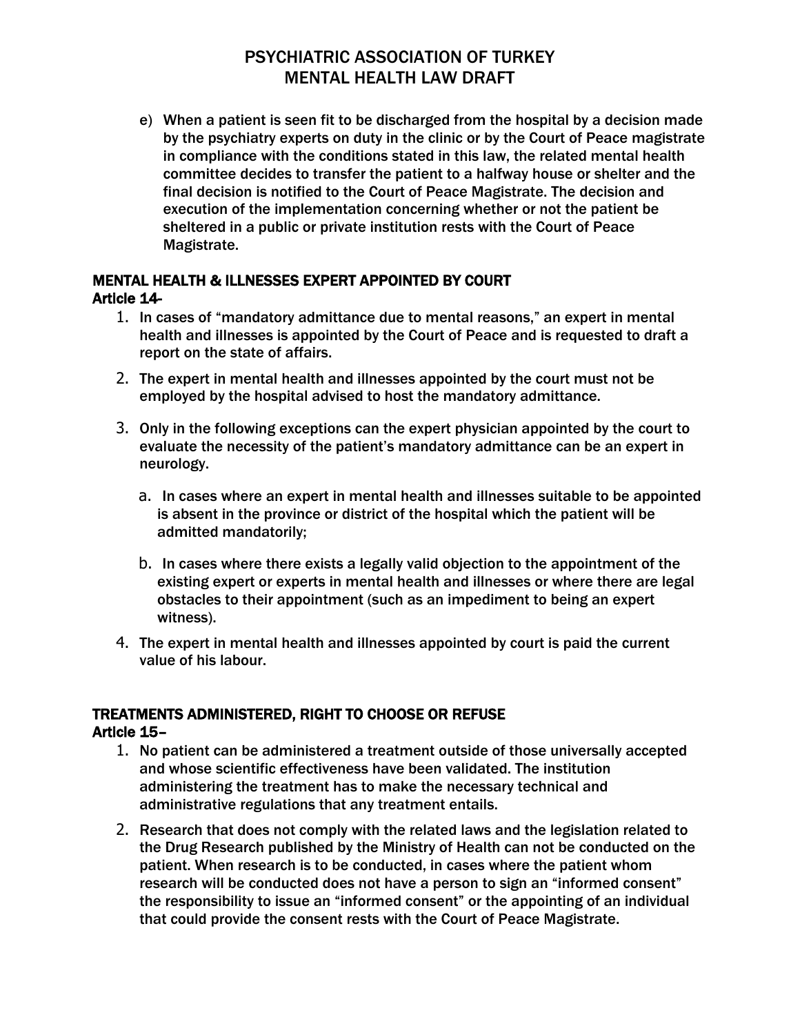e) When a patient is seen fit to be discharged from the hospital by a decision made by the psychiatry experts on duty in the clinic or by the Court of Peace magistrate in compliance with the conditions stated in this law, the related mental health committee decides to transfer the patient to a halfway house or shelter and the final decision is notified to the Court of Peace Magistrate. The decision and execution of the implementation concerning whether or not the patient be sheltered in a public or private institution rests with the Court of Peace Magistrate.

## MENTAL HEALTH & ILLNESSES EXPERT APPOINTED BY COURT

### Article 14-

1. In cases of "mandatory admittance due to mental reasons," an expert in mental health and illnesses is appointed by the Court of Peace and is requested to draft a report on the state of affairs.
2. The expert in mental health and illnesses appointed by the court must not be employed by the hospital advised to host the mandatory admittance.
3. Only in the following exceptions can the expert physician appointed by the court to evaluate the necessity of the patient's mandatory admittance can be an expert in neurology.
   a. In cases where an expert in mental health and illnesses suitable to be appointed is absent in the province or district of the hospital which the patient will be admitted mandatorily;
   b. In cases where there exists a legally valid objection to the appointment of the existing expert or experts in mental health and illnesses or where there are legal obstacles to their appointment (such as an impediment to being an expert witness).
4. The expert in mental health and illnesses appointed by court is paid the current value of his labour.

## TREATMENTS ADMINISTERED, RIGHT TO CHOOSE OR REFUSE

### Article 15–

1. No patient can be administered a treatment outside of those universally accepted and whose scientific effectiveness have been validated. The institution administering the treatment has to make the necessary technical and administrative regulations that any treatment entails.
2. Research that does not comply with the related laws and the legislation related to the Drug Research published by the Ministry of Health can not be conducted on the patient. When research is to be conducted, in cases where the patient whom research will be conducted does not have a person to sign an "informed consent" the responsibility to issue an "informed consent" or the appointing of an individual that could provide the consent rests with the Court of Peace Magistrate.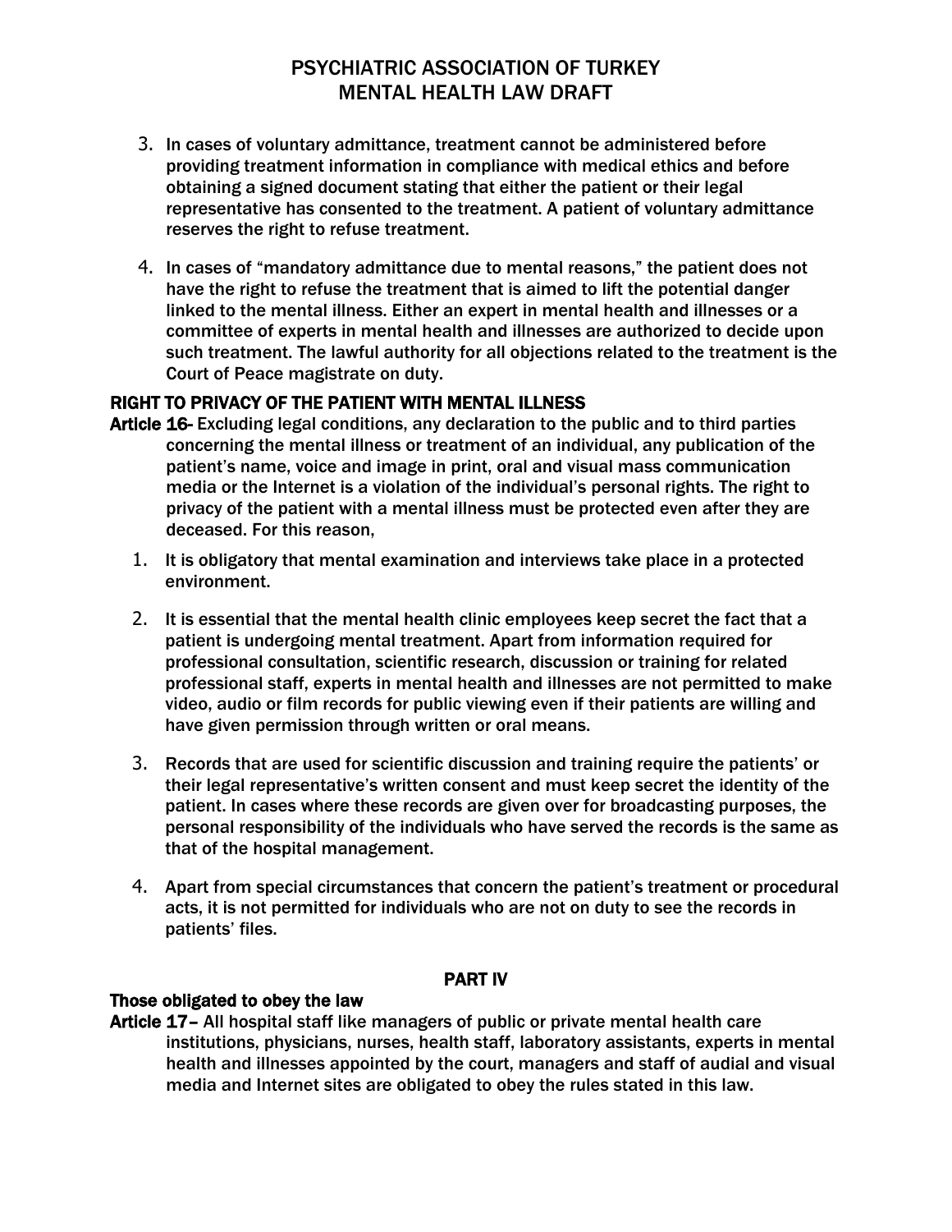3. In cases of voluntary admittance, treatment cannot be administered before providing treatment information in compliance with medical ethics and before obtaining a signed document stating that either the patient or their legal representative has consented to the treatment. A patient of voluntary admittance reserves the right to refuse treatment.

4. In cases of "mandatory admittance due to mental reasons," the patient does not have the right to refuse the treatment that is aimed to lift the potential danger linked to the mental illness. Either an expert in mental health and illnesses or a committee of experts in mental health and illnesses are authorized to decide upon such treatment. The lawful authority for all objections related to the treatment is the Court of Peace magistrate on duty.

**RIGHT TO PRIVACY OF THE PATIENT WITH MENTAL ILLNESS**

**Article 16-** Excluding legal conditions, any declaration to the public and to third parties concerning the mental illness or treatment of an individual, any publication of the patient's name, voice and image in print, oral and visual mass communication media or the Internet is a violation of the individual's personal rights. The right to privacy of the patient with a mental illness must be protected even after they are deceased. For this reason,

1. It is obligatory that mental examination and interviews take place in a protected environment.

2. It is essential that the mental health clinic employees keep secret the fact that a patient is undergoing mental treatment. Apart from information required for professional consultation, scientific research, discussion or training for related professional staff, experts in mental health and illnesses are not permitted to make video, audio or film records for public viewing even if their patients are willing and have given permission through written or oral means.

3. Records that are used for scientific discussion and training require the patients' or their legal representative's written consent and must keep secret the identity of the patient. In cases where these records are given over for broadcasting purposes, the personal responsibility of the individuals who have served the records is the same as that of the hospital management.

4. Apart from special circumstances that concern the patient's treatment or procedural acts, it is not permitted for individuals who are not on duty to see the records in patients' files.

## PART IV

**Those obligated to obey the law**

**Article 17–** All hospital staff like managers of public or private mental health care institutions, physicians, nurses, health staff, laboratory assistants, experts in mental health and illnesses appointed by the court, managers and staff of audial and visual media and Internet sites are obligated to obey the rules stated in this law.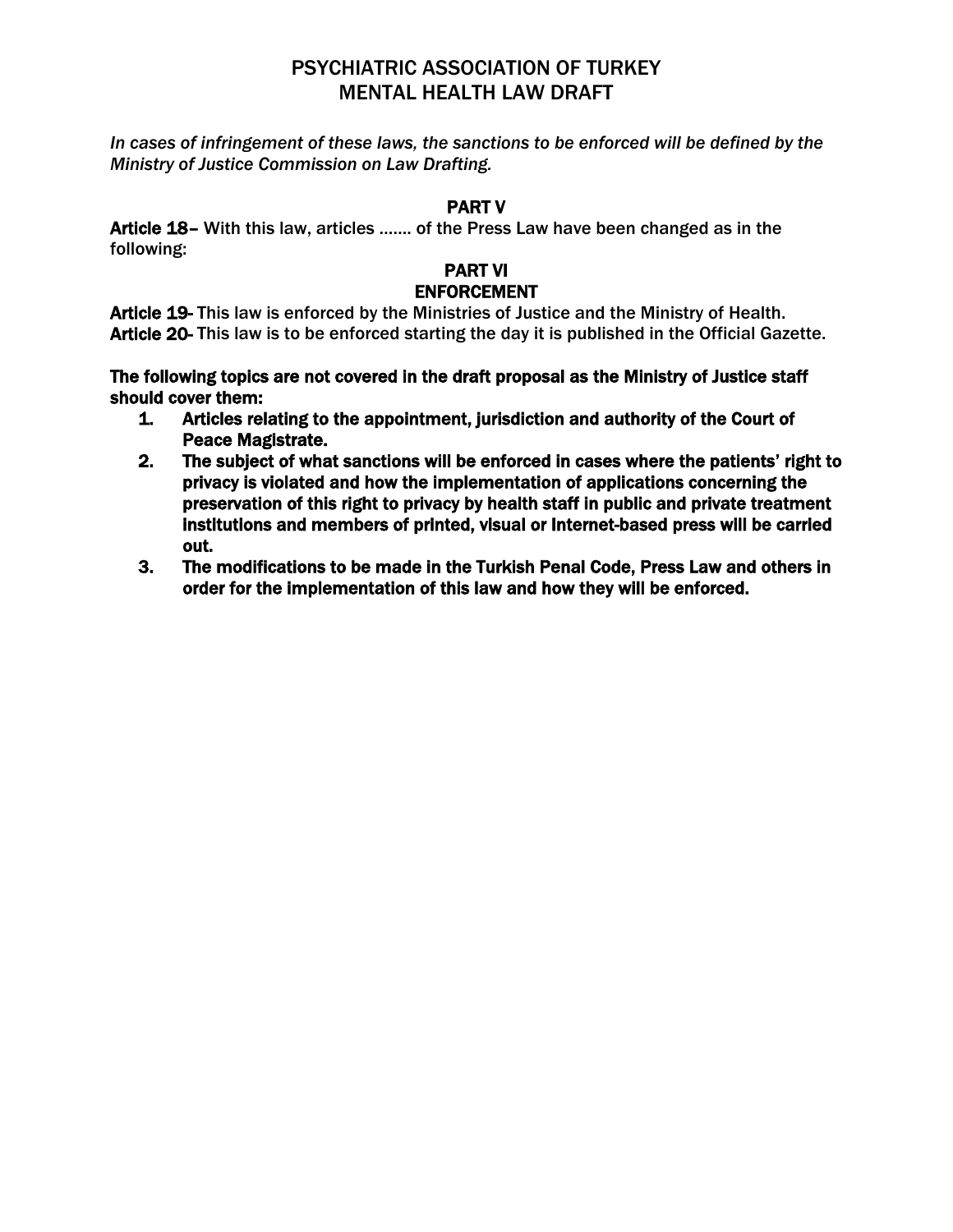# PSYCHIATRIC ASSOCIATION OF TURKEY
# MENTAL HEALTH LAW DRAFT

*In cases of infringement of these laws, the sanctions to be enforced will be defined by the Ministry of Justice Commission on Law Drafting.*

### PART V

**Article 18–** With this law, articles ……. of the Press Law have been changed as in the following:

### PART VI
### ENFORCEMENT

**Article 19-** This law is enforced by the Ministries of Justice and the Ministry of Health.
**Article 20-** This law is to be enforced starting the day it is published in the Official Gazette.

**The following topics are not covered in the draft proposal as the Ministry of Justice staff should cover them:**

1. **Articles relating to the appointment, jurisdiction and authority of the Court of Peace Magistrate.**
2. **The subject of what sanctions will be enforced in cases where the patients' right to privacy is violated and how the implementation of applications concerning the preservation of this right to privacy by health staff in public and private treatment institutions and members of printed, visual or Internet-based press will be carried out.**
3. **The modifications to be made in the Turkish Penal Code, Press Law and others in order for the implementation of this law and how they will be enforced.**